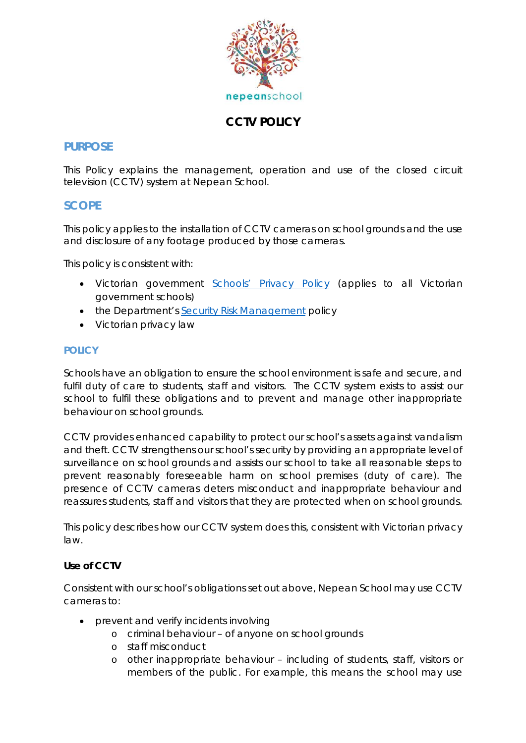nepeanschool

# CCTV POLICY

## PURPOSE

This Policy explains the management, operation and use of the closed circuit television (CCTV) system at Nepean School.

## SCOPE

This policy applies to the installation of CCTV cameras on school grounds and the use and disclosure of any footage produced by those cameras.

This policy is consistent with:

- Victorian government [Schools' Privacy Policy](#) (applies to all Victorian government schools)
- the Department's [Security Risk Management](#) policy
- Victorian privacy law

## POLICY

Schools have an obligation to ensure the school environment is safe and secure, and fulfil duty of care to students, staff and visitors. The CCTV system exists to assist our school to fulfil these obligations and to prevent and manage other inappropriate behaviour on school grounds.

CCTV provides enhanced capability to protect our school's assets against vandalism and theft. CCTV strengthens our school's security by providing an appropriate level of surveillance on school grounds and assists our school to take all reasonable steps to prevent reasonably foreseeable harm on school premises (duty of care). The presence of CCTV cameras deters misconduct and inappropriate behaviour and reassures students, staff and visitors that they are protected when on school grounds.

This policy describes how our CCTV system does this, consistent with Victorian privacy law.

### Use of CCTV

Consistent with our school's obligations set out above, Nepean School may use CCTV cameras to:

- prevent and verify incidents involving
  - criminal behaviour – of anyone on school grounds
  - staff misconduct
  - other inappropriate behaviour – including of students, staff, visitors or members of the public. For example, this means the school may use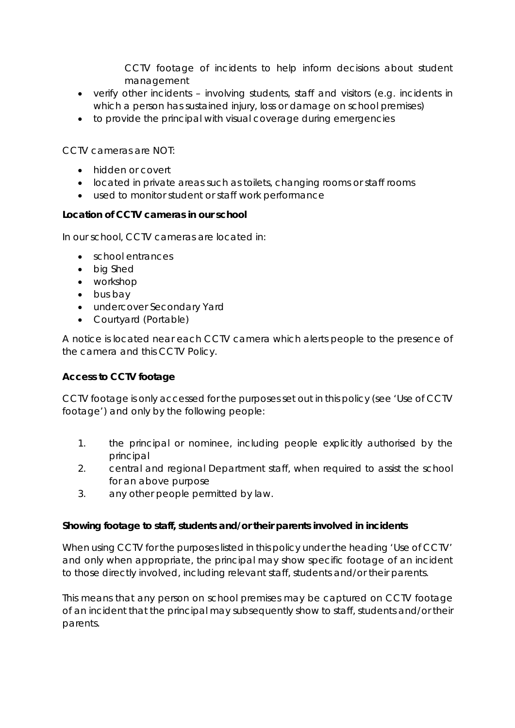CCTV footage of incidents to help inform decisions about student management

- verify other incidents – involving students, staff and visitors (e.g. incidents in which a person has sustained injury, loss or damage on school premises)
- to provide the principal with visual coverage during emergencies

CCTV cameras are NOT:

- hidden or covert
- located in private areas such as toilets, changing rooms or staff rooms
- used to monitor student or staff work performance

**Location of CCTV cameras in our school**

In our school, CCTV cameras are located in:

- school entrances
- big Shed
- workshop
- bus bay
- undercover Secondary Yard
- Courtyard (Portable)

A notice is located near each CCTV camera which alerts people to the presence of the camera and this CCTV Policy.

**Access to CCTV footage**

CCTV footage is only accessed for the purposes set out in this policy (see 'Use of CCTV footage') and only by the following people:

1. the principal or nominee, including people explicitly authorised by the principal
2. central and regional Department staff, when required to assist the school for an above purpose
3. any other people permitted by law.

**Showing footage to staff, students and/or their parents involved in incidents**

When using CCTV for the purposes listed in this policy under the heading 'Use of CCTV' and only when appropriate, the principal may show specific footage of an incident to those directly involved, including relevant staff, students and/or their parents.

This means that any person on school premises may be captured on CCTV footage of an incident that the principal may subsequently show to staff, students and/or their parents.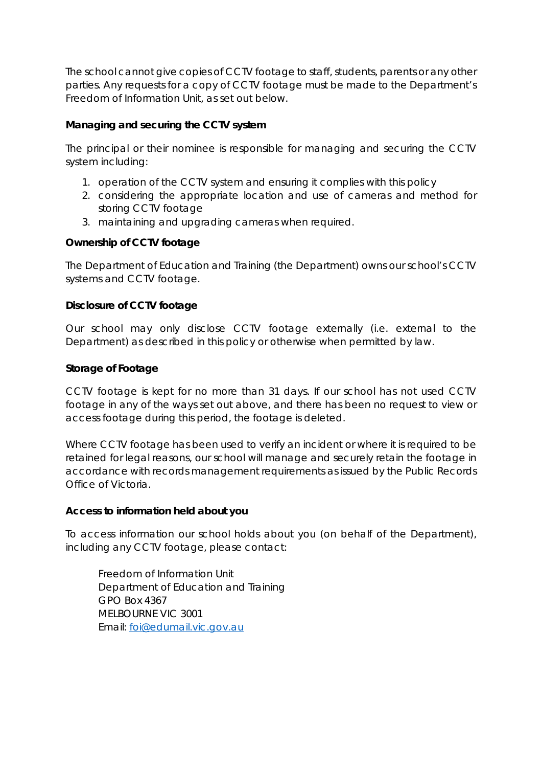The school cannot give copies of CCTV footage to staff, students, parents or any other parties. Any requests for a copy of CCTV footage must be made to the Department's Freedom of Information Unit, as set out below.

**Managing and securing the CCTV system**

The principal or their nominee is responsible for managing and securing the CCTV system including:

1. operation of the CCTV system and ensuring it complies with this policy
2. considering the appropriate location and use of cameras and method for storing CCTV footage
3. maintaining and upgrading cameras when required.

**Ownership of CCTV footage**

The Department of Education and Training (the Department) owns our school's CCTV systems and CCTV footage.

**Disclosure of CCTV footage**

Our school may only disclose CCTV footage externally (i.e. external to the Department) as described in this policy or otherwise when permitted by law.

**Storage of Footage**

CCTV footage is kept for no more than 31 days. If our school has not used CCTV footage in any of the ways set out above, and there has been no request to view or access footage during this period, the footage is deleted.

Where CCTV footage has been used to verify an incident or where it is required to be retained for legal reasons, our school will manage and securely retain the footage in accordance with records management requirements as issued by the Public Records Office of Victoria.

**Access to information held about you**

To access information our school holds about you (on behalf of the Department), including any CCTV footage, please contact:

Freedom of Information Unit  
Department of Education and Training  
GPO Box 4367  
MELBOURNE VIC 3001  
Email: foi@edumail.vic.gov.au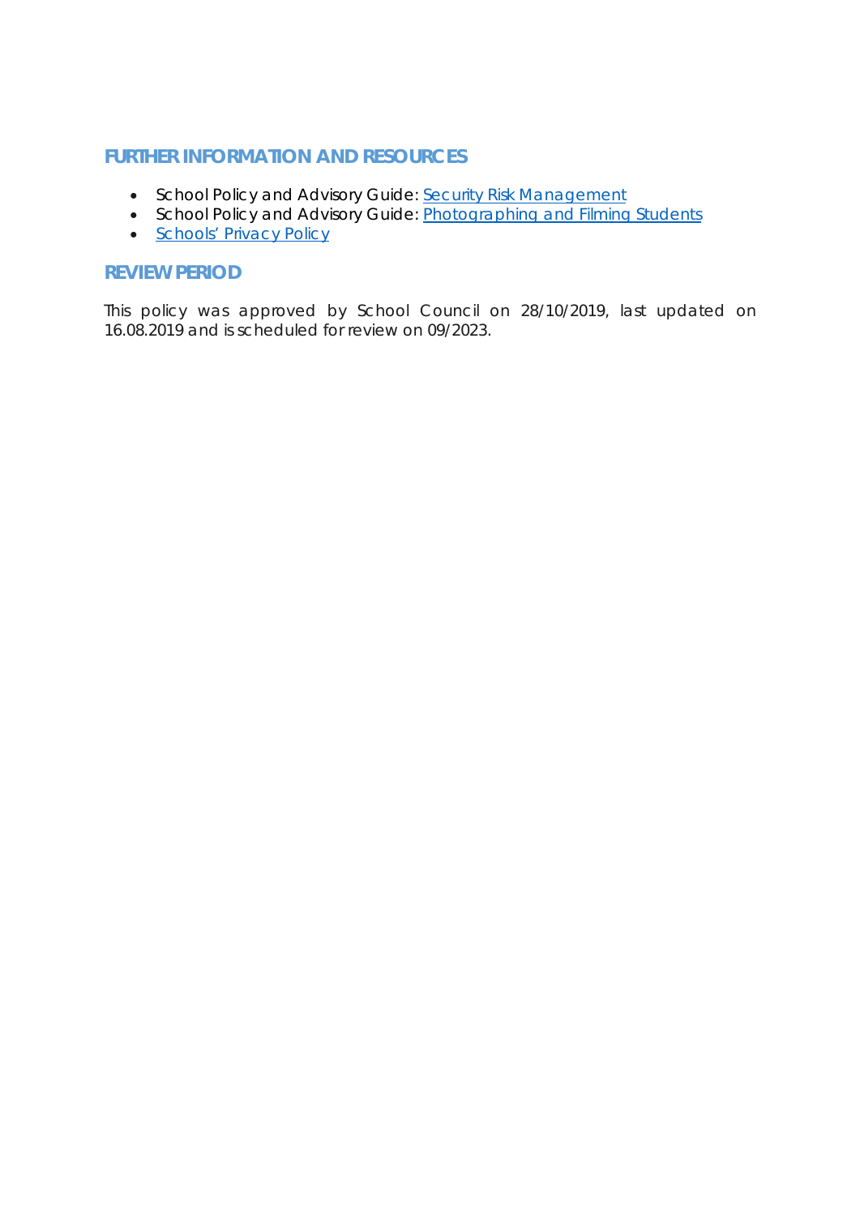## FURTHER INFORMATION AND RESOURCES

- School Policy and Advisory Guide: Security Risk Management
- School Policy and Advisory Guide: Photographing and Filming Students
- Schools' Privacy Policy

## REVIEW PERIOD

This policy was approved by School Council on 28/10/2019, last updated on 16.08.2019 and is scheduled for review on 09/2023.